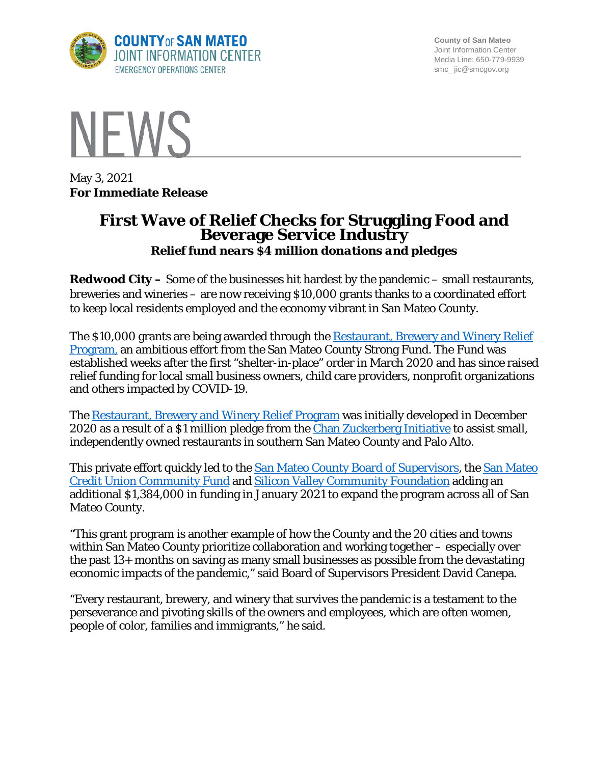COUNTY OF SAN MATEO
JOINT INFORMATION CENTER
EMERGENCY OPERATIONS CENTER

County of San Mateo
Joint Information Center
Media Line: 650-779-9939
smc_jic@smcgov.org

# NEWS

May 3, 2021
**For Immediate Release**

## First Wave of Relief Checks for Struggling Food and Beverage Service Industry

### *Relief fund nears $4 million donations and pledges*

**Redwood City –** Some of the businesses hit hardest by the pandemic – small restaurants, breweries and wineries – are now receiving $10,000 grants thanks to a coordinated effort to keep local residents employed and the economy vibrant in San Mateo County.

The $10,000 grants are being awarded through the Restaurant, Brewery and Winery Relief Program, an ambitious effort from the San Mateo County Strong Fund. The Fund was established weeks after the first "shelter-in-place" order in March 2020 and has since raised relief funding for local small business owners, child care providers, nonprofit organizations and others impacted by COVID-19.

The Restaurant, Brewery and Winery Relief Program was initially developed in December 2020 as a result of a $1 million pledge from the Chan Zuckerberg Initiative to assist small, independently owned restaurants in southern San Mateo County and Palo Alto.

This private effort quickly led to the San Mateo County Board of Supervisors, the San Mateo Credit Union Community Fund and Silicon Valley Community Foundation adding an additional $1,384,000 in funding in January 2021 to expand the program across all of San Mateo County.

"This grant program is another example of how the County and the 20 cities and towns within San Mateo County prioritize collaboration and working together – especially over the past 13+ months on saving as many small businesses as possible from the devastating economic impacts of the pandemic," said Board of Supervisors President David Canepa.

"Every restaurant, brewery, and winery that survives the pandemic is a testament to the perseverance and pivoting skills of the owners and employees, which are often women, people of color, families and immigrants," he said.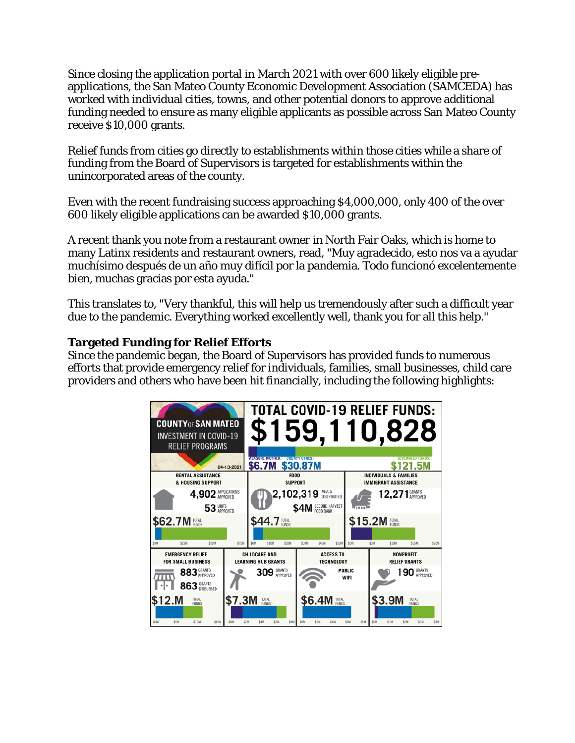Since closing the application portal in March 2021 with over 600 likely eligible pre-applications, the San Mateo County Economic Development Association (SAMCEDA) has worked with individual cities, towns, and other potential donors to approve additional funding needed to ensure as many eligible applicants as possible across San Mateo County receive $10,000 grants.

Relief funds from cities go directly to establishments within those cities while a share of funding from the Board of Supervisors is targeted for establishments within the unincorporated areas of the county.

Even with the recent fundraising success approaching $4,000,000, only 400 of the over 600 likely eligible applications can be awarded $10,000 grants.

A recent thank you note from a restaurant owner in North Fair Oaks, which is home to many Latinx residents and restaurant owners, read, "Muy agradecido, esto nos va a ayudar muchísimo después de un año muy difícil por la pandemia. Todo funcionó excelentemente bien, muchas gracias por esta ayuda."

This translates to, "Very thankful, this will help us tremendously after such a difficult year due to the pandemic. Everything worked excellently well, thank you for all this help."

**Targeted Funding for Relief Efforts**

Since the pandemic began, the Board of Supervisors has provided funds to numerous efforts that provide emergency relief for individuals, families, small businesses, child care providers and others who have been hit financially, including the following highlights:

**COUNTY OF SAN MATEO INVESTMENT IN COVID-19 RELIEF PROGRAMS** 04-13-2021

**TOTAL COVID-19 RELIEF FUNDS: $159,110,828**

MEASURE K/OTHER: $6.7M | COUNTY CARES: $30.87M | LEVERAGED FUNDS: $121.5M

| Program | Details | Total Funds |
|---|---|---|
| Rental Assistance & Housing Support | 4,902 applications approved; 53 units approved | $62.7M |
| Food Support | 2,102,319 meals distributed; $4M Second Harvest Food Bank | $44.7 |
| Individuals & Families Immigrant Assistance | 12,271 grants approved | $15.2M |
| Emergency Relief for Small Business | 883 grants approved; 863 grants disbursed | $12.M |
| Childcare and Learning Hub Grants | 309 grants approved | $7.3M |
| Access to Technology | Public WiFi | $6.4M |
| Nonprofit Relief Grants | 190 grants approved | $3.9M |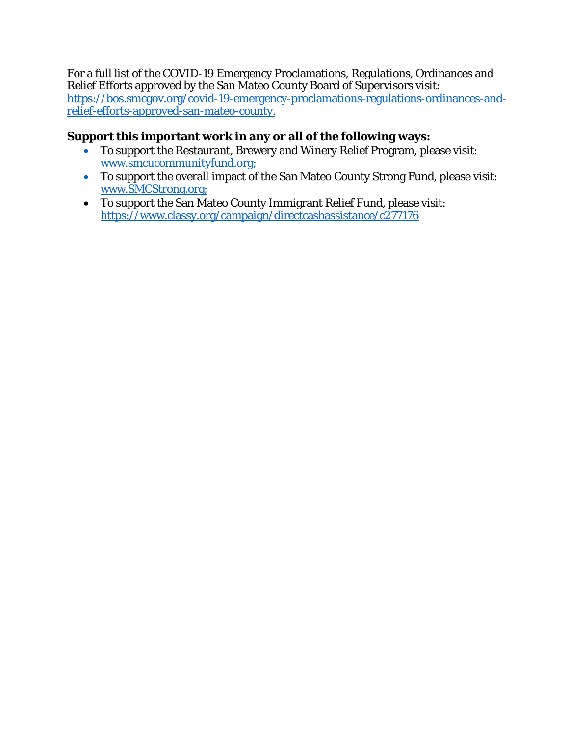For a full list of the COVID-19 Emergency Proclamations, Regulations, Ordinances and Relief Efforts approved by the San Mateo County Board of Supervisors visit: https://bos.smcgov.org/covid-19-emergency-proclamations-regulations-ordinances-and-relief-efforts-approved-san-mateo-county.

**Support this important work in any or all of the following ways:**

- To support the Restaurant, Brewery and Winery Relief Program, please visit: www.smcucommunityfund.org;
- To support the overall impact of the San Mateo County Strong Fund, please visit: www.SMCStrong.org;
- To support the San Mateo County Immigrant Relief Fund, please visit: https://www.classy.org/campaign/directcashassistance/c277176